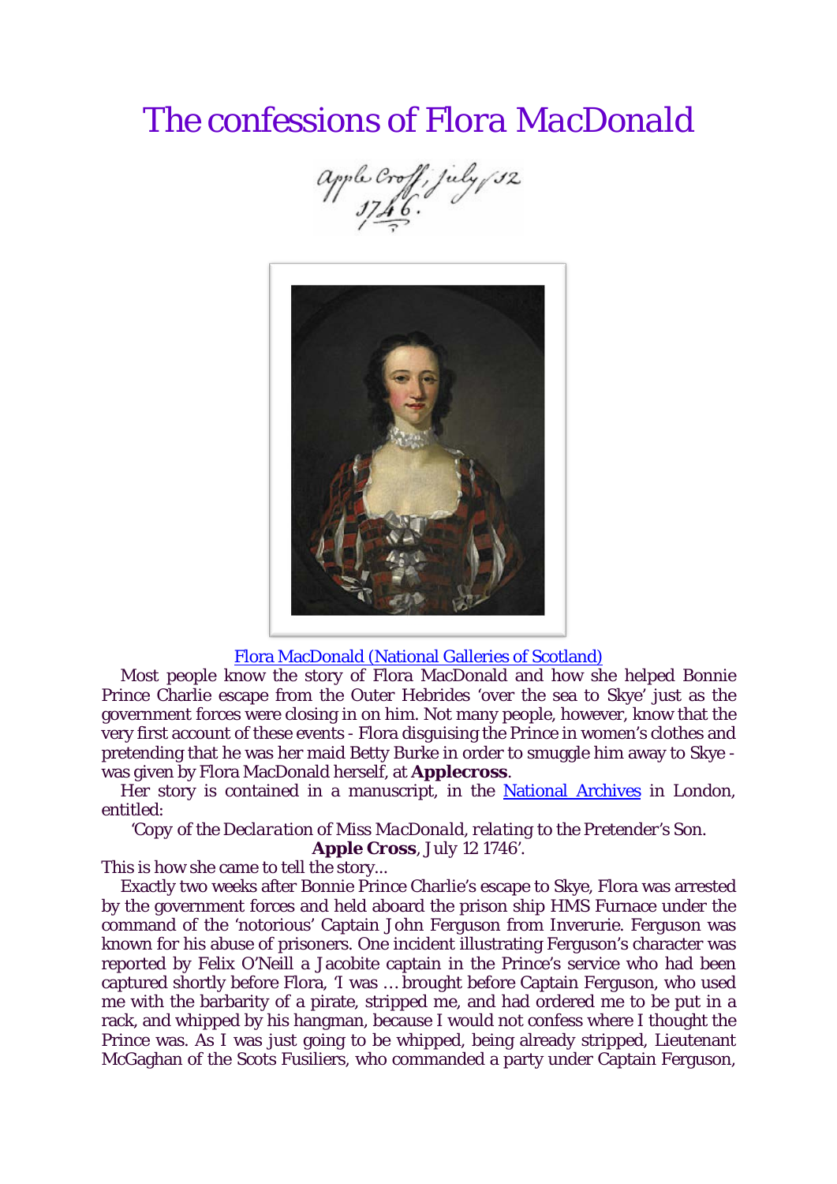# The confessions of Flora MacDonald

Flora MacDonald (National Galleries of Scotland)

Most people know the story of Flora MacDonald and how she helped Bonnie Prince Charlie escape from the Outer Hebrides 'over the sea to Skye' just as the government forces were closing in on him. Not many people, however, know that the very first account of these events - Flora disguising the Prince in women's clothes and pretending that he was her maid Betty Burke in order to smuggle him away to Skye - was given by Flora MacDonald herself, at **Applecross**.

Her story is contained in a manuscript, in the National Archives in London, entitled:

'Copy of the *Declaration* of Miss *MacDonald*, *relating* to the Pretender's Son.
**Apple Cross**, July 12 1746'.

This is how she came to tell the story...

Exactly two weeks after Bonnie Prince Charlie's escape to Skye, Flora was arrested by the government forces and held aboard the prison ship HMS Furnace under the command of the 'notorious' Captain John Ferguson from Inverurie. Ferguson was known for his abuse of prisoners. One incident illustrating Ferguson's character was reported by Felix O'Neill a Jacobite captain in the Prince's service who had been captured shortly before Flora, 'I was … brought before Captain Ferguson, who used me with the barbarity of a pirate, stripped me, and had ordered me to be put in a rack, and whipped by his hangman, because I would not confess where I thought the Prince was. As I was just going to be whipped, being already stripped, Lieutenant McGaghan of the Scots Fusiliers, who commanded a party under Captain Ferguson,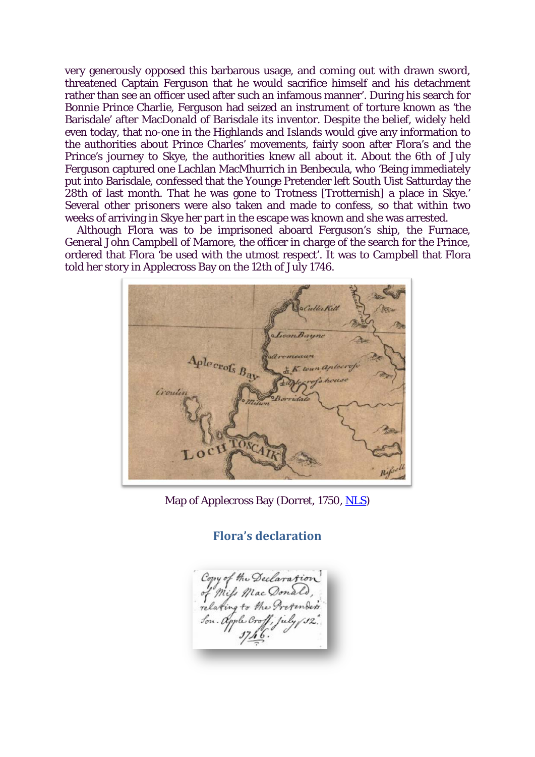very generously opposed this barbarous usage, and coming out with drawn sword, threatened Captain Ferguson that he would sacrifice himself and his detachment rather than see an officer used after such an infamous manner'. During his search for Bonnie Prince Charlie, Ferguson had seized an instrument of torture known as 'the Barisdale' after MacDonald of Barisdale its inventor. Despite the belief, widely held even today, that no-one in the Highlands and Islands would give any information to the authorities about Prince Charles' movements, fairly soon after Flora's and the Prince's journey to Skye, the authorities knew all about it. About the 6th of July Ferguson captured one Lachlan MacMhurrich in Benbecula, who 'Being immediately put into Barisdale, confessed that the Younge Pretender left South Uist Satturday the 28th of last month. That he was gone to Trotness [Trotternish] a place in Skye.' Several other prisoners were also taken and made to confess, so that within two weeks of arriving in Skye her part in the escape was known and she was arrested.

Although Flora was to be imprisoned aboard Ferguson's ship, the Furnace, General John Campbell of Mamore, the officer in charge of the search for the Prince, ordered that Flora 'be used with the utmost respect'. It was to Campbell that Flora told her story in Applecross Bay on the 12th of July 1746.

Map of Applecross Bay (Dorret, 1750, NLS)

## Flora's declaration

Copy of the Declaration of Miss MacDonald, relating to the Pretender's Son. Apple Croff, July 12. 1746.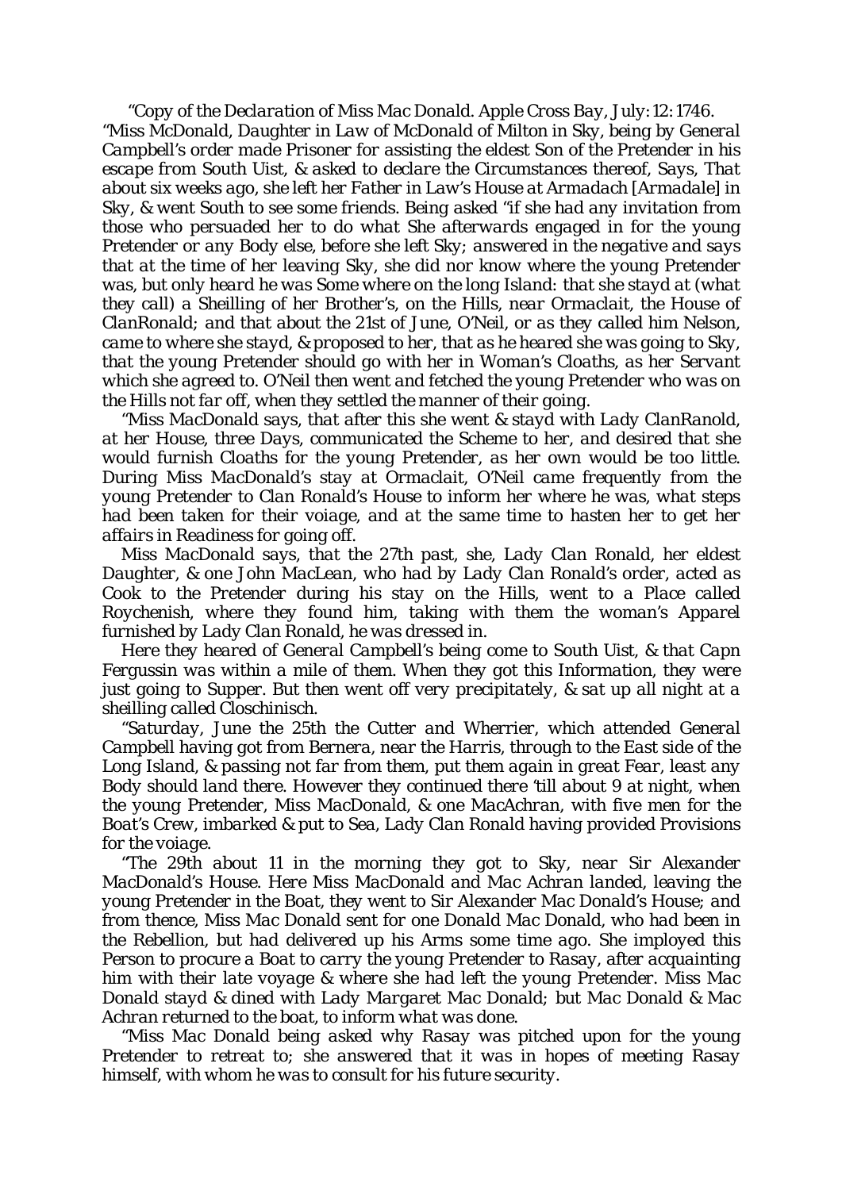*"Copy of the Declaration of Miss Mac Donald. Apple Cross Bay, July: 12: 1746.*

*"Miss McDonald, Daughter in Law of McDonald of Milton in Sky, being by General Campbell's order made Prisoner for assisting the eldest Son of the Pretender in his escape from South Uist, & asked to declare the Circumstances thereof, Says, That about six weeks ago, she left her Father in Law's House at Armadach [Armadale] in Sky, & went South to see some friends. Being asked "if she had any invitation from those who persuaded her to do what She afterwards engaged in for the young Pretender or any Body else, before she left Sky; answered in the negative and says that at the time of her leaving Sky, she did nor know where the young Pretender was, but only heard he was Some where on the long Island: that she stayd at (what they call) a Sheilling of her Brother's, on the Hills, near Ormaclait, the House of ClanRonald; and that about the 21st of June, O'Neil, or as they called him Nelson, came to where she stayd, & proposed to her, that as he heared she was going to Sky, that the young Pretender should go with her in Woman's Cloaths, as her Servant which she agreed to. O'Neil then went and fetched the young Pretender who was on the Hills not far off, when they settled the manner of their going.*

*"Miss MacDonald says, that after this she went & stayd with Lady ClanRanold, at her House, three Days, communicated the Scheme to her, and desired that she would furnish Cloaths for the young Pretender, as her own would be too little. During Miss MacDonald's stay at Ormaclait, O'Neil came frequently from the young Pretender to Clan Ronald's House to inform her where he was, what steps had been taken for their voiage, and at the same time to hasten her to get her affairs in Readiness for going off.*

*Miss MacDonald says, that the 27th past, she, Lady Clan Ronald, her eldest Daughter, & one John MacLean, who had by Lady Clan Ronald's order, acted as Cook to the Pretender during his stay on the Hills, went to a Place called Roychenish, where they found him, taking with them the woman's Apparel furnished by Lady Clan Ronald, he was dressed in.*

*Here they heared of General Campbell's being come to South Uist, & that Capn Fergussin was within a mile of them. When they got this Information, they were just going to Supper. But then went off very precipitately, & sat up all night at a sheilling called Closchinisch.*

*"Saturday, June the 25th the Cutter and Wherrier, which attended General Campbell having got from Bernera, near the Harris, through to the East side of the Long Island, & passing not far from them, put them again in great Fear, least any Body should land there. However they continued there 'till about 9 at night, when the young Pretender, Miss MacDonald, & one MacAchran, with five men for the Boat's Crew, imbarked & put to Sea, Lady Clan Ronald having provided Provisions for the voiage.*

*"The 29th about 11 in the morning they got to Sky, near Sir Alexander MacDonald's House. Here Miss MacDonald and Mac Achran landed, leaving the young Pretender in the Boat, they went to Sir Alexander Mac Donald's House; and from thence, Miss Mac Donald sent for one Donald Mac Donald, who had been in the Rebellion, but had delivered up his Arms some time ago. She imployed this Person to procure a Boat to carry the young Pretender to Rasay, after acquainting him with their late voyage & where she had left the young Pretender. Miss Mac Donald stayd & dined with Lady Margaret Mac Donald; but Mac Donald & Mac Achran returned to the boat, to inform what was done.*

*"Miss Mac Donald being asked why Rasay was pitched upon for the young Pretender to retreat to; she answered that it was in hopes of meeting Rasay himself, with whom he was to consult for his future security.*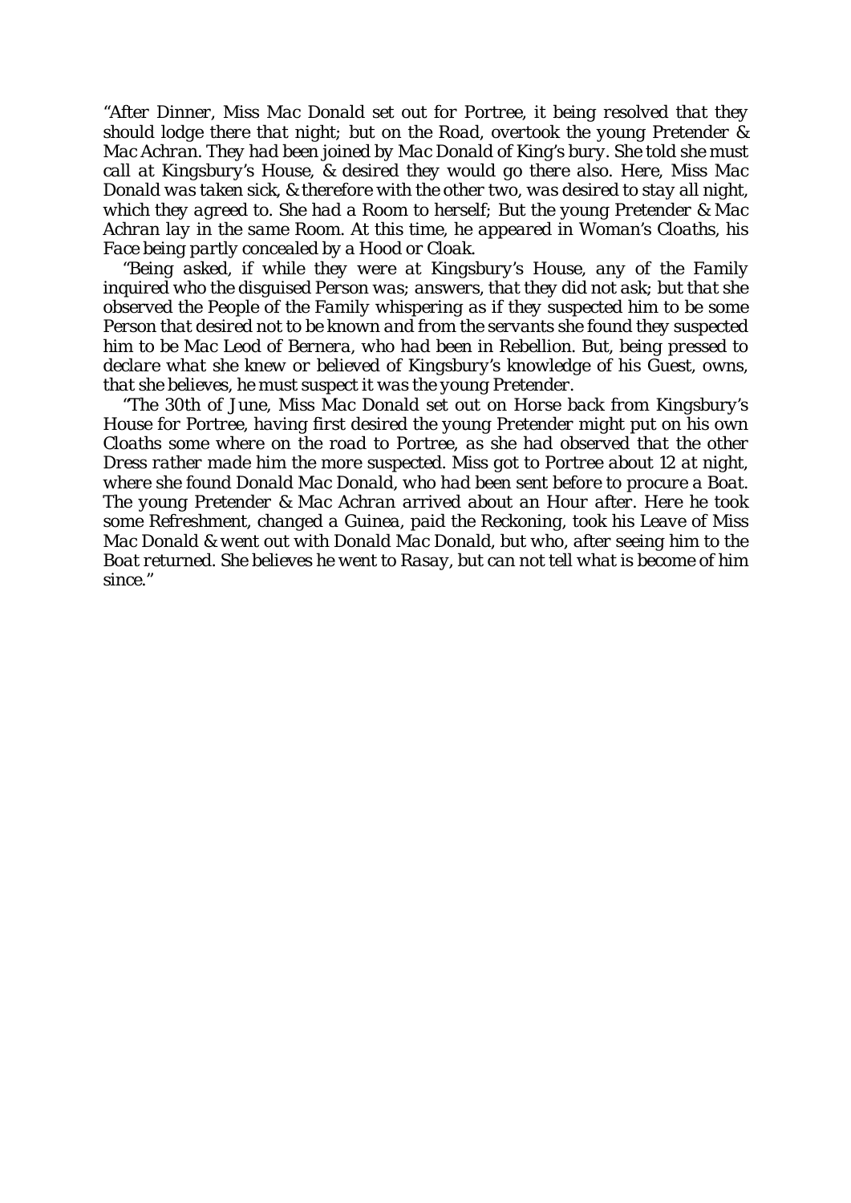*"After Dinner, Miss Mac Donald set out for Portree, it being resolved that they should lodge there that night; but on the Road, overtook the young Pretender & Mac Achran. They had been joined by Mac Donald of King's bury. She told she must call at Kingsbury's House, & desired they would go there also. Here, Miss Mac Donald was taken sick, & therefore with the other two, was desired to stay all night, which they agreed to. She had a Room to herself; But the young Pretender & Mac Achran lay in the same Room. At this time, he appeared in Woman's Cloaths, his Face being partly concealed by a Hood or Cloak.*

*"Being asked, if while they were at Kingsbury's House, any of the Family inquired who the disguised Person was; answers, that they did not ask; but that she observed the People of the Family whispering as if they suspected him to be some Person that desired not to be known and from the servants she found they suspected him to be Mac Leod of Bernera, who had been in Rebellion. But, being pressed to declare what she knew or believed of Kingsbury's knowledge of his Guest, owns, that she believes, he must suspect it was the young Pretender.*

*"The 30th of June, Miss Mac Donald set out on Horse back from Kingsbury's House for Portree, having first desired the young Pretender might put on his own Cloaths some where on the road to Portree, as she had observed that the other Dress rather made him the more suspected. Miss got to Portree about 12 at night, where she found Donald Mac Donald, who had been sent before to procure a Boat. The young Pretender & Mac Achran arrived about an Hour after. Here he took some Refreshment, changed a Guinea, paid the Reckoning, took his Leave of Miss Mac Donald & went out with Donald Mac Donald, but who, after seeing him to the Boat returned. She believes he went to Rasay, but can not tell what is become of him since."*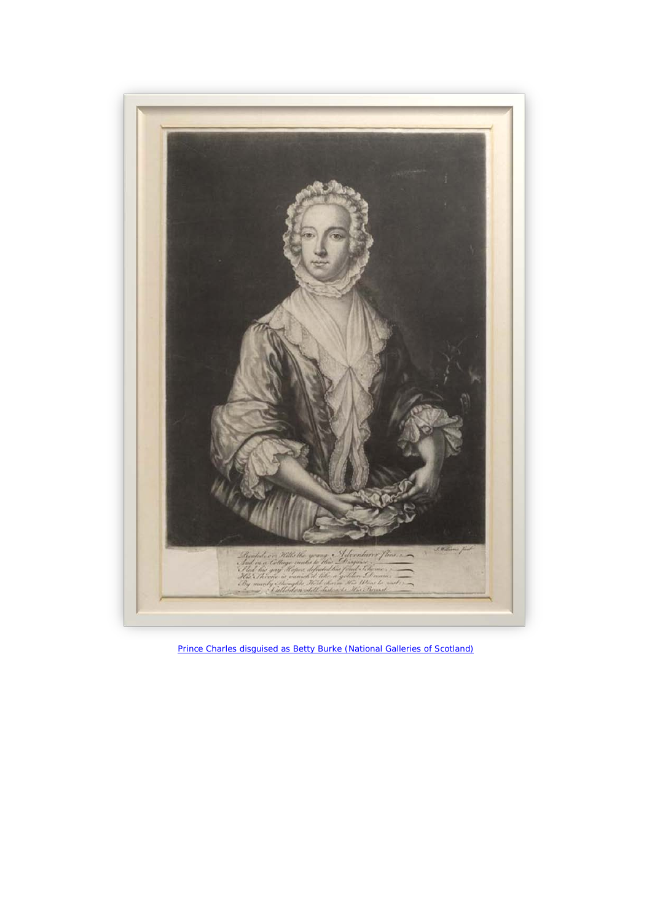Prince Charles disguised as Betty Burke (National Galleries of Scotland)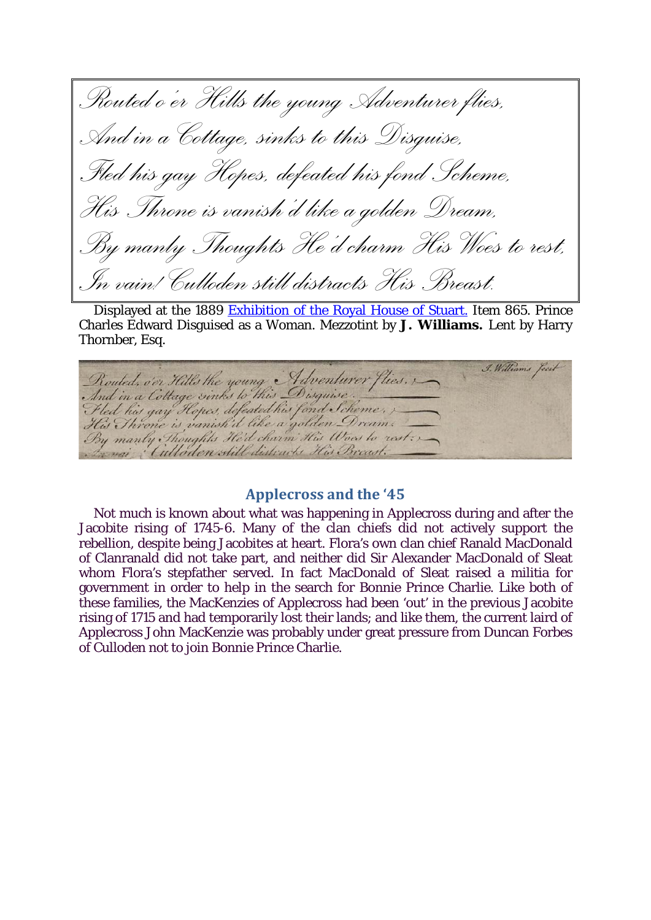*Routed o'er Hills the young Adventurer flies,*
*And in a Cottage, sinks to this Disguise,*
*Fled his gay Hopes, defeated his fond Scheme,*
*His Throne is vanish'd like a golden Dream,*
*By manly Thoughts He'd charm His Woes to rest,*
*In vain! Culloden still distracts His Breast.*

Displayed at the 1889 Exhibition of the Royal House of Stuart. Item 865. Prince Charles Edward Disguised as a Woman. Mezzotint by **J. Williams.** Lent by Harry Thornber, Esq.

## Applecross and the '45

Not much is known about what was happening in Applecross during and after the Jacobite rising of 1745-6. Many of the clan chiefs did not actively support the rebellion, despite being Jacobites at heart. Flora's own clan chief Ranald MacDonald of Clanranald did not take part, and neither did Sir Alexander MacDonald of Sleat whom Flora's stepfather served. In fact MacDonald of Sleat raised a militia for government in order to help in the search for Bonnie Prince Charlie. Like both of these families, the MacKenzies of Applecross had been 'out' in the previous Jacobite rising of 1715 and had temporarily lost their lands; and like them, the current laird of Applecross John MacKenzie was probably under great pressure from Duncan Forbes of Culloden not to join Bonnie Prince Charlie.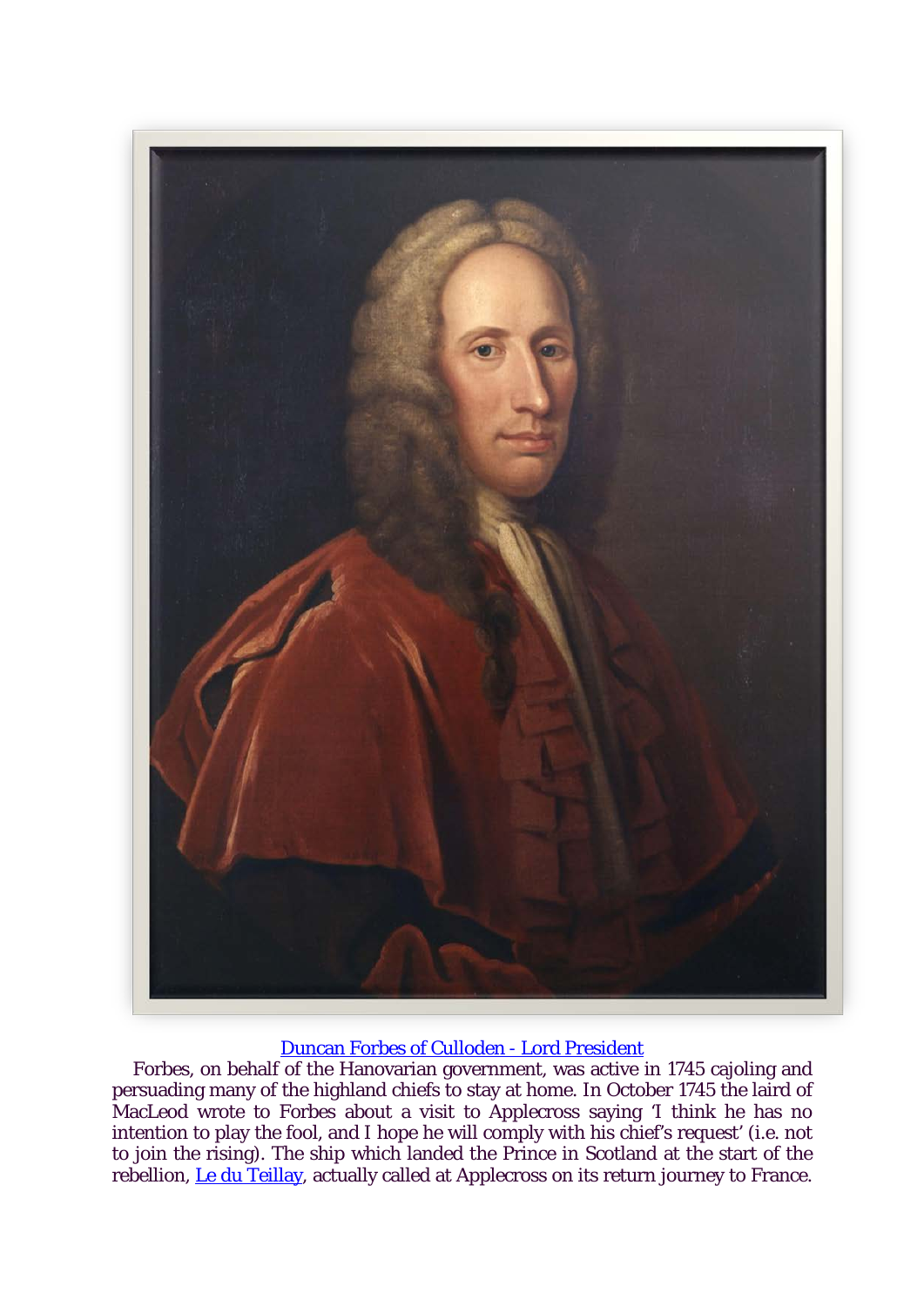Duncan Forbes of Culloden - Lord President

Forbes, on behalf of the Hanovarian government, was active in 1745 cajoling and persuading many of the highland chiefs to stay at home. In October 1745 the laird of MacLeod wrote to Forbes about a visit to Applecross saying 'I think he has no intention to play the fool, and I hope he will comply with his chief's request' (i.e. not to join the rising). The ship which landed the Prince in Scotland at the start of the rebellion, Le du Teillay, actually called at Applecross on its return journey to France.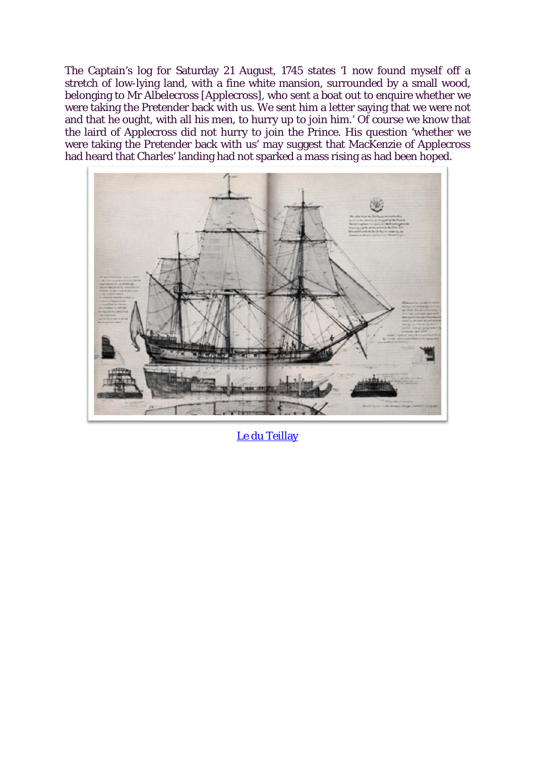The Captain's log for Saturday 21 August, 1745 states 'I now found myself off a stretch of low-lying land, with a fine white mansion, surrounded by a small wood, belonging to Mr Albelecross [Applecross], who sent a boat out to enquire whether we were taking the Pretender back with us. We sent him a letter saying that we were not and that he ought, with all his men, to hurry up to join him.' Of course we know that the laird of Applecross did not hurry to join the Prince. His question 'whether we were taking the Pretender back with us' may suggest that MacKenzie of Applecross had heard that Charles' landing had not sparked a mass rising as had been hoped.

Le du Teillay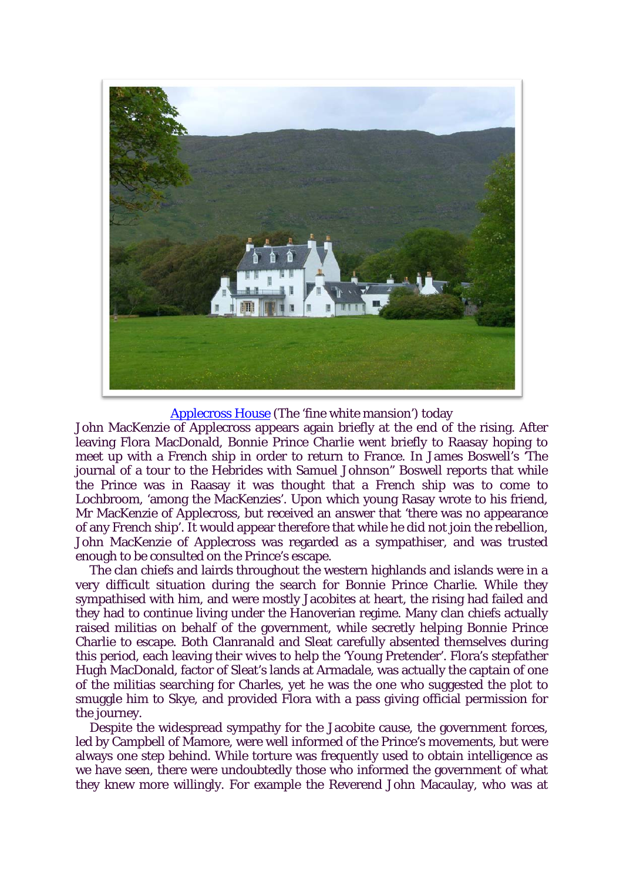Applecross House (The 'fine white mansion') today

John MacKenzie of Applecross appears again briefly at the end of the rising. After leaving Flora MacDonald, Bonnie Prince Charlie went briefly to Raasay hoping to meet up with a French ship in order to return to France. In James Boswell's 'The journal of a tour to the Hebrides with Samuel Johnson" Boswell reports that while the Prince was in Raasay it was thought that a French ship was to come to Lochbroom, 'among the MacKenzies'. Upon which young Rasay wrote to his friend, Mr MacKenzie of Applecross, but received an answer that 'there was no appearance of any French ship'. It would appear therefore that while he did not join the rebellion, John MacKenzie of Applecross was regarded as a sympathiser, and was trusted enough to be consulted on the Prince's escape.

The clan chiefs and lairds throughout the western highlands and islands were in a very difficult situation during the search for Bonnie Prince Charlie. While they sympathised with him, and were mostly Jacobites at heart, the rising had failed and they had to continue living under the Hanoverian regime. Many clan chiefs actually raised militias on behalf of the government, while secretly helping Bonnie Prince Charlie to escape. Both Clanranald and Sleat carefully absented themselves during this period, each leaving their wives to help the 'Young Pretender'. Flora's stepfather Hugh MacDonald, factor of Sleat's lands at Armadale, was actually the captain of one of the militias searching for Charles, yet he was the one who suggested the plot to smuggle him to Skye, and provided Flora with a pass giving official permission for the journey.

Despite the widespread sympathy for the Jacobite cause, the government forces, led by Campbell of Mamore, were well informed of the Prince's movements, but were always one step behind. While torture was frequently used to obtain intelligence as we have seen, there were undoubtedly those who informed the government of what they knew more willingly. For example the Reverend John Macaulay, who was at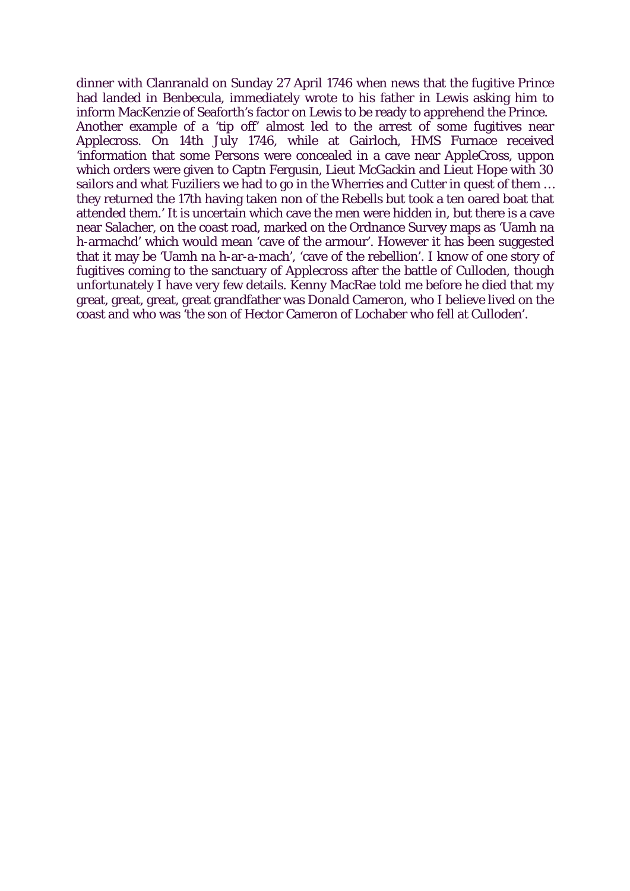dinner with Clanranald on Sunday 27 April 1746 when news that the fugitive Prince had landed in Benbecula, immediately wrote to his father in Lewis asking him to inform MacKenzie of Seaforth's factor on Lewis to be ready to apprehend the Prince.
Another example of a 'tip off' almost led to the arrest of some fugitives near Applecross. On 14th July 1746, while at Gairloch, HMS Furnace received 'information that some Persons were concealed in a cave near AppleCross, uppon which orders were given to Captn Fergusin, Lieut McGackin and Lieut Hope with 30 sailors and what Fuziliers we had to go in the Wherries and Cutter in quest of them … they returned the 17th having taken non of the Rebells but took a ten oared boat that attended them.' It is uncertain which cave the men were hidden in, but there is a cave near Salacher, on the coast road, marked on the Ordnance Survey maps as 'Uamh na h-armachd' which would mean 'cave of the armour'. However it has been suggested that it may be 'Uamh na h-ar-a-mach', 'cave of the rebellion'. I know of one story of fugitives coming to the sanctuary of Applecross after the battle of Culloden, though unfortunately I have very few details. Kenny MacRae told me before he died that my great, great, great, great grandfather was Donald Cameron, who I believe lived on the coast and who was 'the son of Hector Cameron of Lochaber who fell at Culloden'.